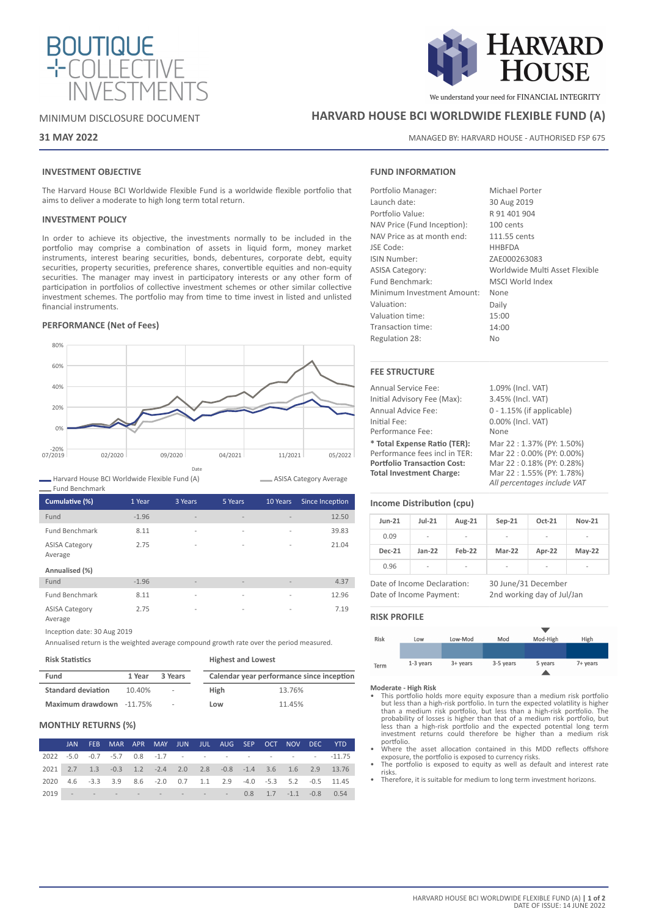BOUTIQUE COLLECTIVE INVESTMENTS

HARVARD HOUSE

We understand your need for FINANCIAL INTEGRITY

MINIMUM DISCLOSURE DOCUMENT

# HARVARD HOUSE BCI WORLDWIDE FLEXIBLE FUND (A)

**31 MAY 2022**

MANAGED BY: HARVARD HOUSE - AUTHORISED FSP 675

## INVESTMENT OBJECTIVE

The Harvard House BCI Worldwide Flexible Fund is a worldwide flexible portfolio that aims to deliver a moderate to high long term total return.

## INVESTMENT POLICY

In order to achieve its objective, the investments normally to be included in the portfolio may comprise a combination of assets in liquid form, money market instruments, interest bearing securities, bonds, debentures, corporate debt, equity securities, property securities, preference shares, convertible equities and non-equity securities. The manager may invest in participatory interests or any other form of participation in portfolios of collective investment schemes or other similar collective investment schemes. The portfolio may from time to time invest in listed and unlisted financial instruments.

## PERFORMANCE (Net of Fees)

Harvard House BCI Worldwide Flexible Fund (A) — ASISA Category Average — Fund Benchmark

| Cumulative (%) | 1 Year | 3 Years | 5 Years | 10 Years | Since Inception |
|---|---|---|---|---|---|
| Fund | -1.96 | - | - | - | 12.50 |
| Fund Benchmark | 8.11 | - | - | - | 39.83 |
| ASISA Category Average | 2.75 | - | - | - | 21.04 |
| **Annualised (%)** | | | | | |
| Fund | -1.96 | - | - | - | 4.37 |
| Fund Benchmark | 8.11 | - | - | - | 12.96 |
| ASISA Category Average | 2.75 | - | - | - | 7.19 |

Inception date: 30 Aug 2019

Annualised return is the weighted average compound growth rate over the period measured.

### Risk Statistics

| Fund | 1 Year | 3 Years |
|---|---|---|
| **Standard deviation** | 10.40% | - |
| **Maximum drawdown** | -11.75% | - |

### Highest and Lowest

| Calendar year performance since inception | |
|---|---|
| **High** | 13.76% |
| **Low** | 11.45% |

## MONTHLY RETURNS (%)

| | JAN | FEB | MAR | APR | MAY | JUN | JUL | AUG | SEP | OCT | NOV | DEC | YTD |
|---|---|---|---|---|---|---|---|---|---|---|---|---|---|
| 2022 | -5.0 | -0.7 | -5.7 | 0.8 | -1.7 | - | - | - | - | - | - | - | -11.75 |
| 2021 | 2.7 | 1.3 | -0.3 | 1.2 | -2.4 | 2.0 | 2.8 | -0.8 | -1.4 | 3.6 | 1.6 | 2.9 | 13.76 |
| 2020 | 4.6 | -3.3 | 3.9 | 8.6 | -2.0 | 0.7 | 1.1 | 2.9 | -4.0 | -5.3 | 5.2 | -0.5 | 11.45 |
| 2019 | - | - | - | - | - | - | - | - | 0.8 | 1.7 | -1.1 | -0.8 | 0.54 |

## FUND INFORMATION

| | |
|---|---|
| Portfolio Manager: | Michael Porter |
| Launch date: | 30 Aug 2019 |
| Portfolio Value: | R 91 401 904 |
| NAV Price (Fund Inception): | 100 cents |
| NAV Price as at month end: | 111.55 cents |
| JSE Code: | HHBFDA |
| ISIN Number: | ZAE000263083 |
| ASISA Category: | Worldwide Multi Asset Flexible |
| Fund Benchmark: | MSCI World Index |
| Minimum Investment Amount: | None |
| Valuation: | Daily |
| Valuation time: | 15:00 |
| Transaction time: | 14:00 |
| Regulation 28: | No |

## FEE STRUCTURE

| | |
|---|---|
| Annual Service Fee: | 1.09% (Incl. VAT) |
| Initial Advisory Fee (Max): | 3.45% (Incl. VAT) |
| Annual Advice Fee: | 0 - 1.15% (if applicable) |
| Initial Fee: | 0.00% (Incl. VAT) |
| Performance Fee: | None |
| **\* Total Expense Ratio (TER):** | Mar 22 : 1.37% (PY: 1.50%) |
| Performance fees incl in TER: | Mar 22 : 0.00% (PY: 0.00%) |
| **Portfolio Transaction Cost:** | Mar 22 : 0.18% (PY: 0.28%) |
| **Total Investment Charge:** | Mar 22 : 1.55% (PY: 1.78%) |

*All percentages include VAT*

## Income Distribution (cpu)

| Jun-21 | Jul-21 | Aug-21 | Sep-21 | Oct-21 | Nov-21 |
|---|---|---|---|---|---|
| 0.09 | - | - | - | - | - |
| **Dec-21** | **Jan-22** | **Feb-22** | **Mar-22** | **Apr-22** | **May-22** |
| 0.96 | - | - | - | - | - |

| | |
|---|---|
| Date of Income Declaration: | 30 June/31 December |
| Date of Income Payment: | 2nd working day of Jul/Jan |

## RISK PROFILE

| Risk | Low | Low-Mod | Mod | Mod-High | High |
|---|---|---|---|---|---|
| Term | 1-3 years | 3+ years | 3-5 years | 5 years | 7+ years |

**Moderate - High Risk**

- This portfolio holds more equity exposure than a medium risk portfolio but less than a high-risk portfolio. In turn the expected volatility is higher than a medium risk portfolio, but less than a high-risk portfolio. The probability of losses is higher than that of a medium risk portfolio, but less than a high-risk portfolio and the expected potential long term investment returns could therefore be higher than a medium risk portfolio.
- Where the asset allocation contained in this MDD reflects offshore exposure, the portfolio is exposed to currency risks.
- The portfolio is exposed to equity as well as default and interest rate risks.
- Therefore, it is suitable for medium to long term investment horizons.

DATE OF ISSUE: 14 JUNE 2022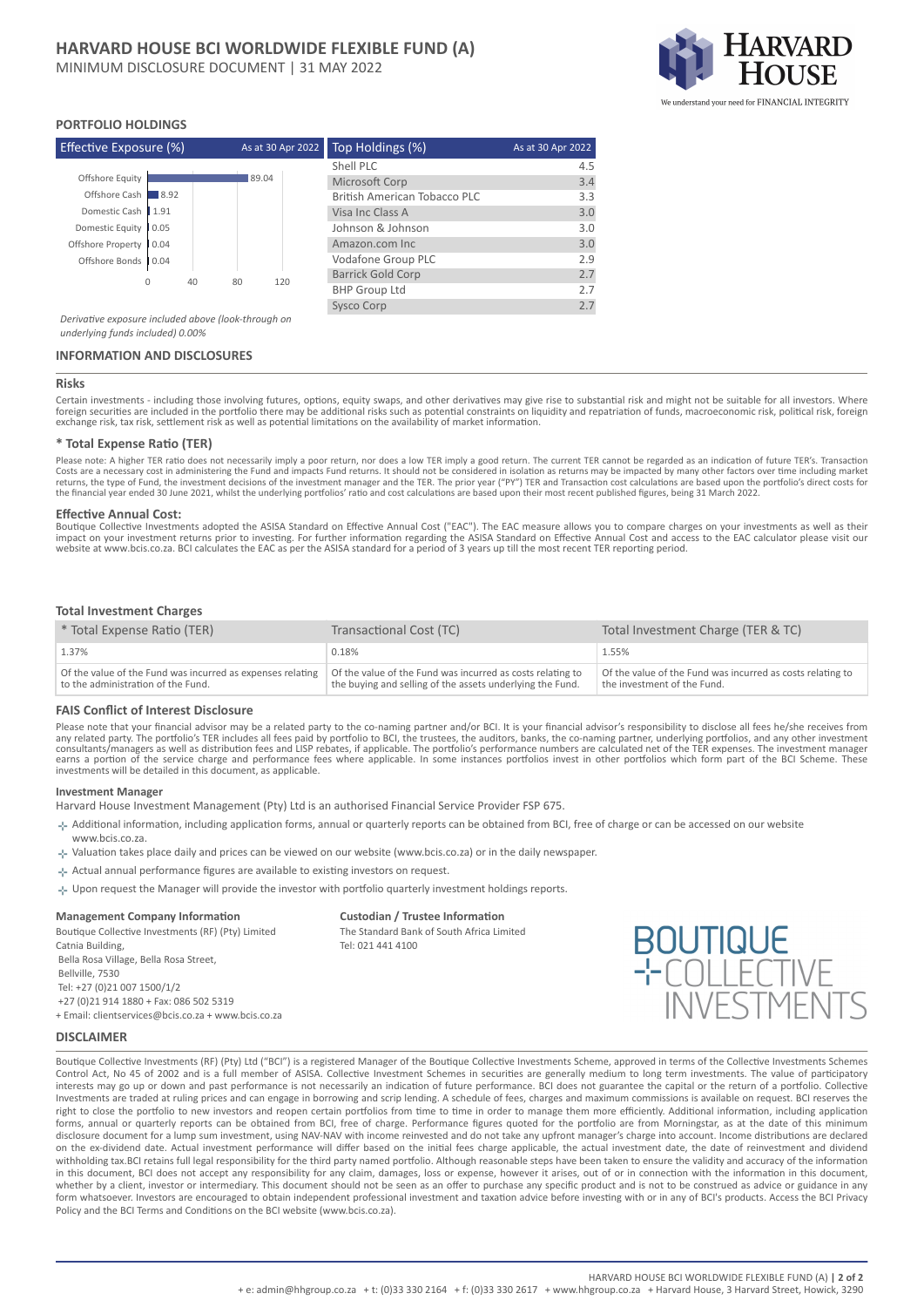# HARVARD HOUSE BCI WORLDWIDE FLEXIBLE FUND (A)

MINIMUM DISCLOSURE DOCUMENT | 31 MAY 2022

We understand your need for FINANCIAL INTEGRITY

## PORTFOLIO HOLDINGS

**Effective Exposure (%)** As at 30 Apr 2022

Offshore Equity 89.04
Offshore Cash 8.92
Domestic Cash 1.91
Domestic Equity 0.05
Offshore Property 0.04
Offshore Bonds 0.04
0 40 80 120

*Derivative exposure included above (look-through on underlying funds included) 0.00%*

| Top Holdings (%) | As at 30 Apr 2022 |
|---|---|
| Shell PLC | 4.5 |
| Microsoft Corp | 3.4 |
| British American Tobacco PLC | 3.3 |
| Visa Inc Class A | 3.0 |
| Johnson & Johnson | 3.0 |
| Amazon.com Inc | 3.0 |
| Vodafone Group PLC | 2.9 |
| Barrick Gold Corp | 2.7 |
| BHP Group Ltd | 2.7 |
| Sysco Corp | 2.7 |

## INFORMATION AND DISCLOSURES

### Risks

Certain investments - including those involving futures, options, equity swaps, and other derivatives may give rise to substantial risk and might not be suitable for all investors. Where foreign securities are included in the portfolio there may be additional risks such as potential constraints on liquidity and repatriation of funds, macroeconomic risk, political risk, foreign exchange risk, tax risk, settlement risk as well as potential limitations on the availability of market information.

### * Total Expense Ratio (TER)

Please note: A higher TER ratio does not necessarily imply a poor return, nor does a low TER imply a good return. The current TER cannot be regarded as an indication of future TER's. Transaction Costs are a necessary cost in administering the Fund and impacts Fund returns. It should not be considered in isolation as returns may be impacted by many other factors over time including market returns, the type of Fund, the investment decisions of the investment manager and the TER. The prior year ("PY") TER and Transaction cost calculations are based upon the portfolio's direct costs for the financial year ended 30 June 2021, whilst the underlying portfolios' ratio and cost calculations are based upon their most recent published figures, being 31 March 2022.

### Effective Annual Cost:

Boutique Collective Investments adopted the ASISA Standard on Effective Annual Cost ("EAC"). The EAC measure allows you to compare charges on your investments as well as their impact on your investment returns prior to investing. For further information regarding the ASISA Standard on Effective Annual Cost and access to the EAC calculator please visit our website at www.bcis.co.za. BCI calculates the EAC as per the ASISA standard for a period of 3 years up till the most recent TER reporting period.

### Total Investment Charges

| * Total Expense Ratio (TER) | Transactional Cost (TC) | Total Investment Charge (TER & TC) |
|---|---|---|
| 1.37% | 0.18% | 1.55% |
| Of the value of the Fund was incurred as expenses relating to the administration of the Fund. | Of the value of the Fund was incurred as costs relating to the buying and selling of the assets underlying the Fund. | Of the value of the Fund was incurred as costs relating to the investment of the Fund. |

### FAIS Conflict of Interest Disclosure

Please note that your financial advisor may be a related party to the co-naming partner and/or BCI. It is your financial advisor's responsibility to disclose all fees he/she receives from any related party. The portfolio's TER includes all fees paid by portfolio to BCI, the trustees, the auditors, banks, the co-naming partner, underlying portfolios, and any other investment consultants/managers as well as distribution fees and LISP rebates, if applicable. The portfolio's performance numbers are calculated net of the TER expenses. The investment manager earns a portion of the service charge and performance fees where applicable. In some instances portfolios invest in other portfolios which form part of the BCI Scheme. These investments will be detailed in this document, as applicable.

#### Investment Manager

Harvard House Investment Management (Pty) Ltd is an authorised Financial Service Provider FSP 675.

- Additional information, including application forms, annual or quarterly reports can be obtained from BCI, free of charge or can be accessed on our website www.bcis.co.za.
- Valuation takes place daily and prices can be viewed on our website (www.bcis.co.za) or in the daily newspaper.
- Actual annual performance figures are available to existing investors on request.
- Upon request the Manager will provide the investor with portfolio quarterly investment holdings reports.

#### Management Company Information

Boutique Collective Investments (RF) (Pty) Limited
Catnia Building,
Bella Rosa Village, Bella Rosa Street,
Bellville, 7530
Tel: +27 (0)21 007 1500/1/2
+27 (0)21 914 1880 + Fax: 086 502 5319
+ Email: clientservices@bcis.co.za + www.bcis.co.za

#### Custodian / Trustee Information

The Standard Bank of South Africa Limited
Tel: 021 441 4100

BOUTIQUE COLLECTIVE INVESTMENTS

## DISCLAIMER

Boutique Collective Investments (RF) (Pty) Ltd ("BCI") is a registered Manager of the Boutique Collective Investments Scheme, approved in terms of the Collective Investments Schemes Control Act, No 45 of 2002 and is a full member of ASISA. Collective Investment Schemes in securities are generally medium to long term investments. The value of participatory interests may go up or down and past performance is not necessarily an indication of future performance. BCI does not guarantee the capital or the return of a portfolio. Collective Investments are traded at ruling prices and can engage in borrowing and scrip lending. A schedule of fees, charges and maximum commissions is available on request. BCI reserves the right to close the portfolio to new investors and reopen certain portfolios from time to time in order to manage them more efficiently. Additional information, including application forms, annual or quarterly reports can be obtained from BCI, free of charge. Performance figures quoted for the portfolio are from Morningstar, as at the date of this minimum disclosure document for a lump sum investment, using NAV-NAV with income reinvested and do not take any upfront manager's charge into account. Income distributions are declared on the ex-dividend date. Actual investment performance will differ based on the initial fees charge applicable, the actual investment date, the date of reinvestment and dividend withholding tax.BCI retains full legal responsibility for the third party named portfolio. Although reasonable steps have been taken to ensure the validity and accuracy of the information in this document, BCI does not accept any responsibility for any claim, damages, loss or expense, however it arises, out of or in connection with the information in this document, whether by a client, investor or intermediary. This document should not be seen as an offer to purchase any specific product and is not to be construed as advice or guidance in any form whatsoever. Investors are encouraged to obtain independent professional investment and taxation advice before investing with or in any of BCI's products. Access the BCI Privacy Policy and the BCI Terms and Conditions on the BCI website (www.bcis.co.za).

+ e: admin@hhgroup.co.za + t: (0)33 330 2164 + f: (0)33 330 2617 + www.hhgroup.co.za + Harvard House, 3 Harvard Street, Howick, 3290